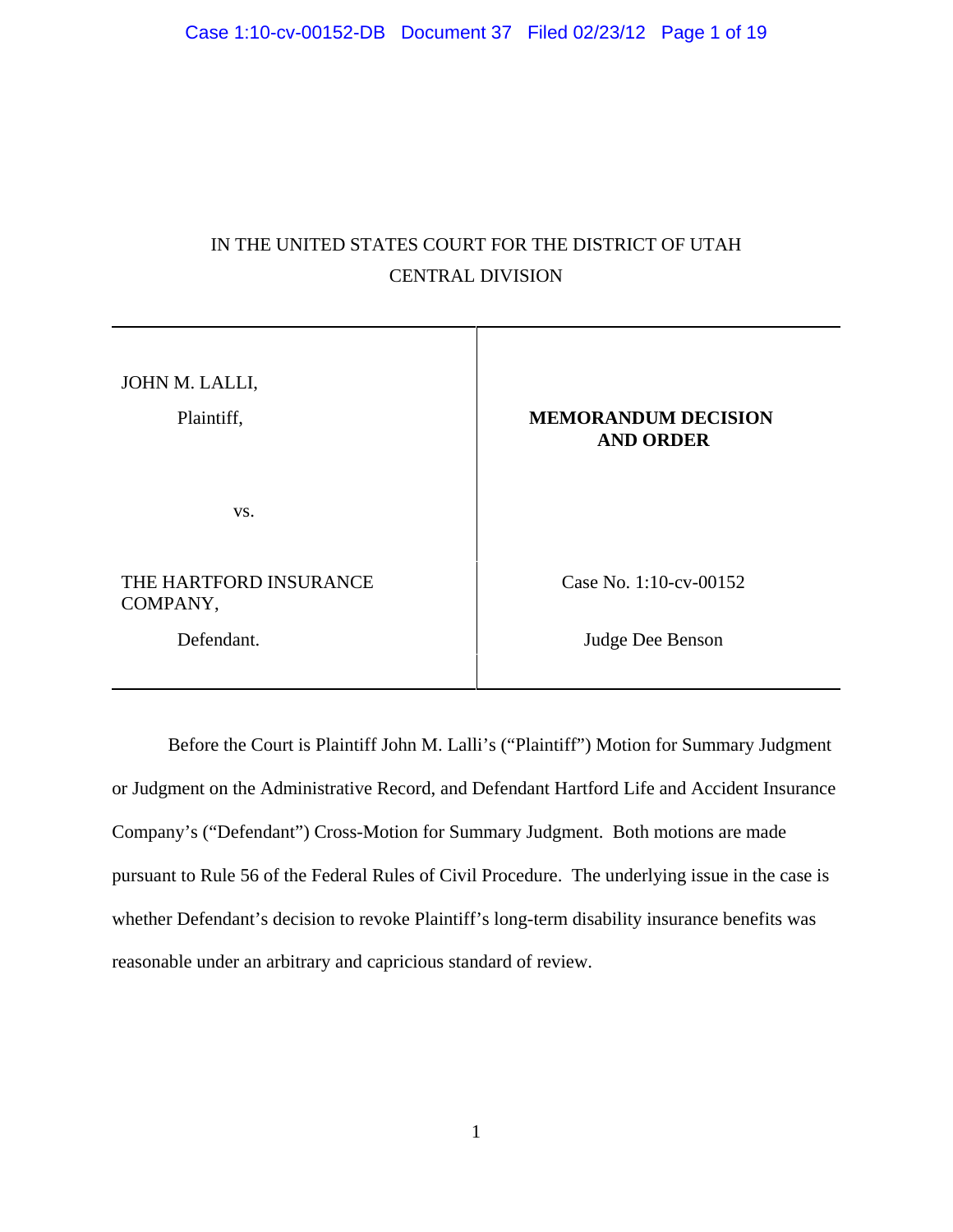IN THE UNITED STATES COURT FOR THE DISTRICT OF UTAH
CENTRAL DIVISION

| | |
|---|---|
| JOHN M. LALLI,<br><br>Plaintiff,<br><br>vs.<br><br>THE HARTFORD INSURANCE COMPANY,<br><br>Defendant. | **MEMORANDUM DECISION AND ORDER**<br><br>Case No. 1:10-cv-00152<br><br>Judge Dee Benson |

Before the Court is Plaintiff John M. Lalli's ("Plaintiff") Motion for Summary Judgment or Judgment on the Administrative Record, and Defendant Hartford Life and Accident Insurance Company's ("Defendant") Cross-Motion for Summary Judgment. Both motions are made pursuant to Rule 56 of the Federal Rules of Civil Procedure. The underlying issue in the case is whether Defendant's decision to revoke Plaintiff's long-term disability insurance benefits was reasonable under an arbitrary and capricious standard of review.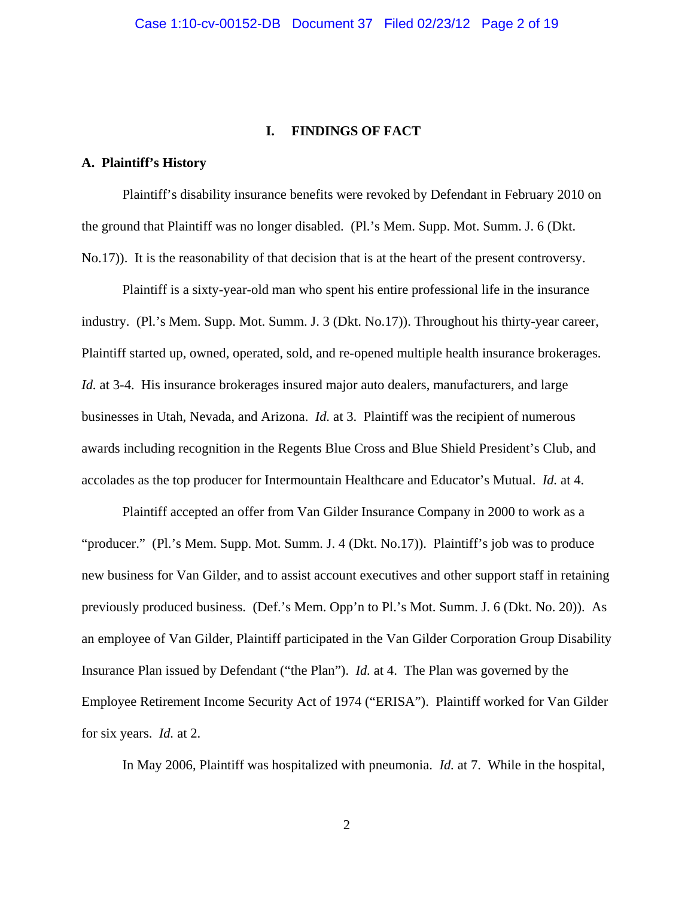## I. FINDINGS OF FACT

### A. Plaintiff's History

Plaintiff's disability insurance benefits were revoked by Defendant in February 2010 on the ground that Plaintiff was no longer disabled. (Pl.'s Mem. Supp. Mot. Summ. J. 6 (Dkt. No.17)). It is the reasonability of that decision that is at the heart of the present controversy.

Plaintiff is a sixty-year-old man who spent his entire professional life in the insurance industry. (Pl.'s Mem. Supp. Mot. Summ. J. 3 (Dkt. No.17)). Throughout his thirty-year career, Plaintiff started up, owned, operated, sold, and re-opened multiple health insurance brokerages. *Id.* at 3-4. His insurance brokerages insured major auto dealers, manufacturers, and large businesses in Utah, Nevada, and Arizona. *Id.* at 3. Plaintiff was the recipient of numerous awards including recognition in the Regents Blue Cross and Blue Shield President's Club, and accolades as the top producer for Intermountain Healthcare and Educator's Mutual. *Id.* at 4.

Plaintiff accepted an offer from Van Gilder Insurance Company in 2000 to work as a "producer." (Pl.'s Mem. Supp. Mot. Summ. J. 4 (Dkt. No.17)). Plaintiff's job was to produce new business for Van Gilder, and to assist account executives and other support staff in retaining previously produced business. (Def.'s Mem. Opp'n to Pl.'s Mot. Summ. J. 6 (Dkt. No. 20)). As an employee of Van Gilder, Plaintiff participated in the Van Gilder Corporation Group Disability Insurance Plan issued by Defendant ("the Plan"). *Id.* at 4. The Plan was governed by the Employee Retirement Income Security Act of 1974 ("ERISA"). Plaintiff worked for Van Gilder for six years. *Id.* at 2.

In May 2006, Plaintiff was hospitalized with pneumonia. *Id.* at 7. While in the hospital,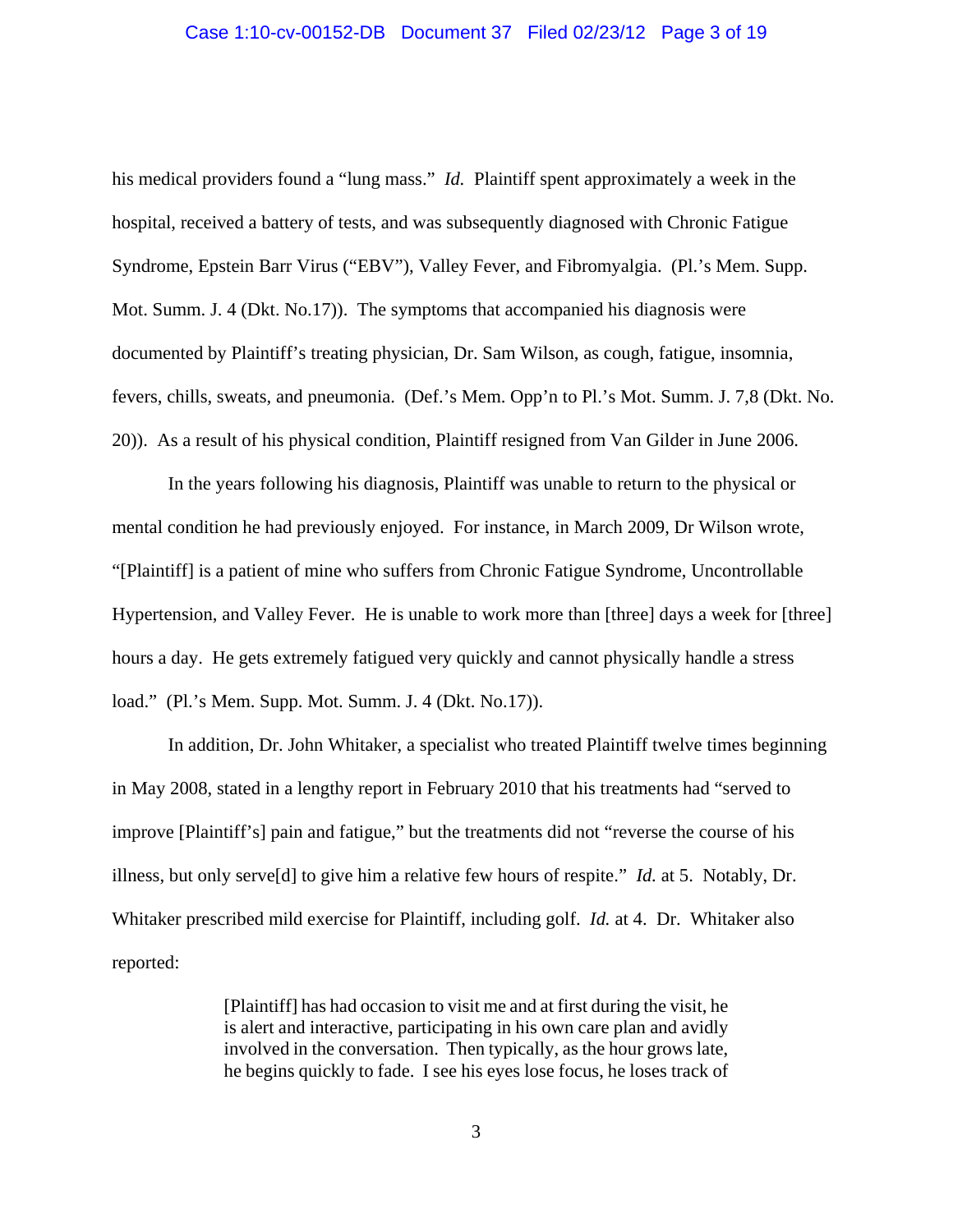his medical providers found a "lung mass." *Id.* Plaintiff spent approximately a week in the hospital, received a battery of tests, and was subsequently diagnosed with Chronic Fatigue Syndrome, Epstein Barr Virus ("EBV"), Valley Fever, and Fibromyalgia. (Pl.'s Mem. Supp. Mot. Summ. J. 4 (Dkt. No.17)). The symptoms that accompanied his diagnosis were documented by Plaintiff's treating physician, Dr. Sam Wilson, as cough, fatigue, insomnia, fevers, chills, sweats, and pneumonia. (Def.'s Mem. Opp'n to Pl.'s Mot. Summ. J. 7,8 (Dkt. No. 20)). As a result of his physical condition, Plaintiff resigned from Van Gilder in June 2006.

In the years following his diagnosis, Plaintiff was unable to return to the physical or mental condition he had previously enjoyed. For instance, in March 2009, Dr Wilson wrote, "[Plaintiff] is a patient of mine who suffers from Chronic Fatigue Syndrome, Uncontrollable Hypertension, and Valley Fever. He is unable to work more than [three] days a week for [three] hours a day. He gets extremely fatigued very quickly and cannot physically handle a stress load." (Pl.'s Mem. Supp. Mot. Summ. J. 4 (Dkt. No.17)).

In addition, Dr. John Whitaker, a specialist who treated Plaintiff twelve times beginning in May 2008, stated in a lengthy report in February 2010 that his treatments had "served to improve [Plaintiff's] pain and fatigue," but the treatments did not "reverse the course of his illness, but only serve[d] to give him a relative few hours of respite." *Id.* at 5. Notably, Dr. Whitaker prescribed mild exercise for Plaintiff, including golf. *Id.* at 4. Dr. Whitaker also reported:

> [Plaintiff] has had occasion to visit me and at first during the visit, he is alert and interactive, participating in his own care plan and avidly involved in the conversation. Then typically, as the hour grows late, he begins quickly to fade. I see his eyes lose focus, he loses track of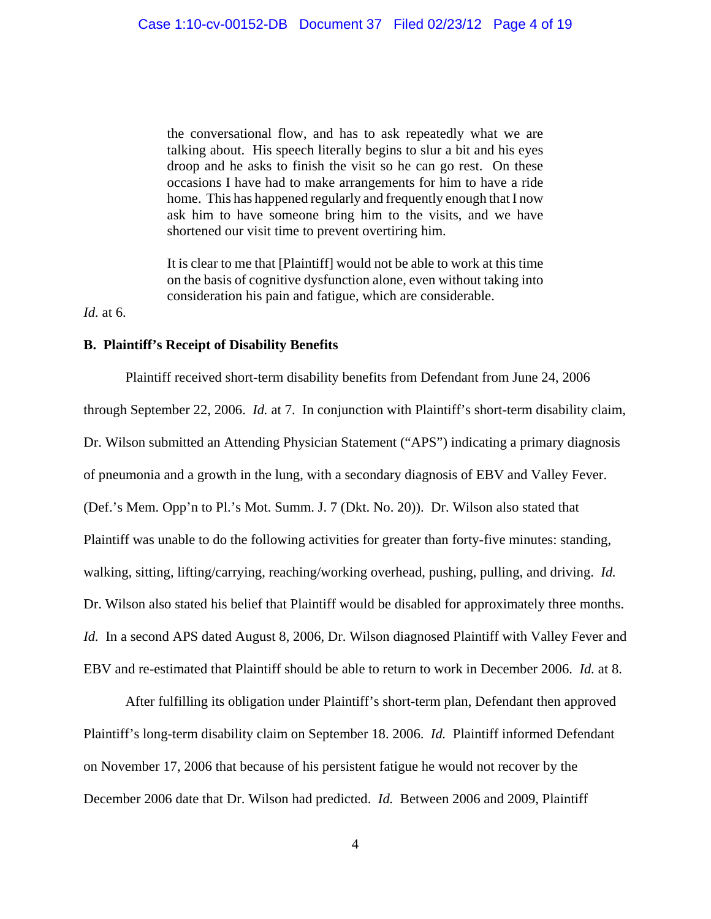> the conversational flow, and has to ask repeatedly what we are talking about. His speech literally begins to slur a bit and his eyes droop and he asks to finish the visit so he can go rest. On these occasions I have had to make arrangements for him to have a ride home. This has happened regularly and frequently enough that I now ask him to have someone bring him to the visits, and we have shortened our visit time to prevent overtiring him.
>
> It is clear to me that [Plaintiff] would not be able to work at this time on the basis of cognitive dysfunction alone, even without taking into consideration his pain and fatigue, which are considerable.

*Id.* at 6.

**B. Plaintiff's Receipt of Disability Benefits**

Plaintiff received short-term disability benefits from Defendant from June 24, 2006 through September 22, 2006. *Id.* at 7. In conjunction with Plaintiff's short-term disability claim, Dr. Wilson submitted an Attending Physician Statement ("APS") indicating a primary diagnosis of pneumonia and a growth in the lung, with a secondary diagnosis of EBV and Valley Fever. (Def.'s Mem. Opp'n to Pl.'s Mot. Summ. J. 7 (Dkt. No. 20)). Dr. Wilson also stated that Plaintiff was unable to do the following activities for greater than forty-five minutes: standing, walking, sitting, lifting/carrying, reaching/working overhead, pushing, pulling, and driving. *Id.* Dr. Wilson also stated his belief that Plaintiff would be disabled for approximately three months. *Id.* In a second APS dated August 8, 2006, Dr. Wilson diagnosed Plaintiff with Valley Fever and EBV and re-estimated that Plaintiff should be able to return to work in December 2006. *Id.* at 8.

After fulfilling its obligation under Plaintiff's short-term plan, Defendant then approved Plaintiff's long-term disability claim on September 18. 2006. *Id.* Plaintiff informed Defendant on November 17, 2006 that because of his persistent fatigue he would not recover by the December 2006 date that Dr. Wilson had predicted. *Id.* Between 2006 and 2009, Plaintiff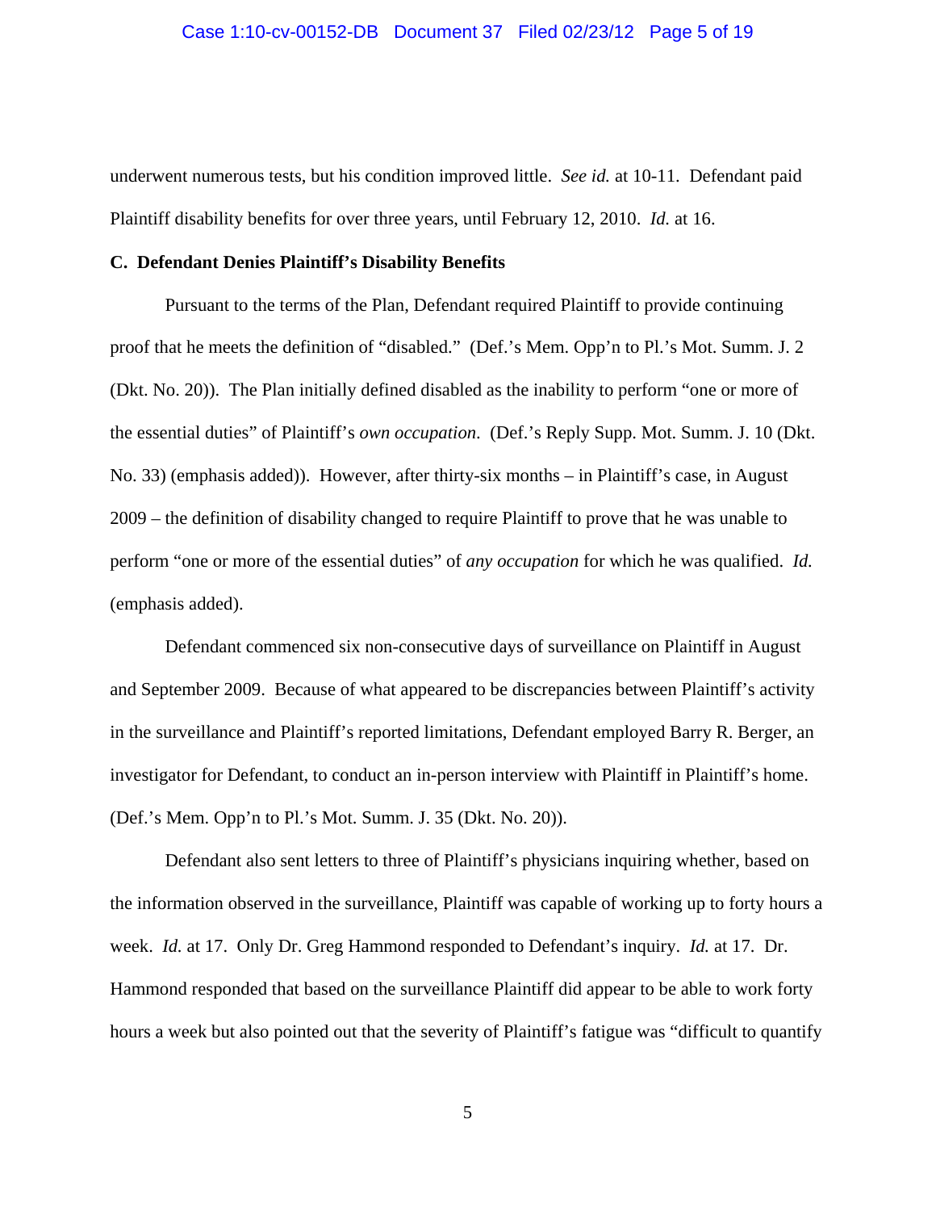underwent numerous tests, but his condition improved little. *See id.* at 10-11. Defendant paid Plaintiff disability benefits for over three years, until February 12, 2010. *Id.* at 16.

### C. Defendant Denies Plaintiff's Disability Benefits

Pursuant to the terms of the Plan, Defendant required Plaintiff to provide continuing proof that he meets the definition of "disabled." (Def.'s Mem. Opp'n to Pl.'s Mot. Summ. J. 2 (Dkt. No. 20)). The Plan initially defined disabled as the inability to perform "one or more of the essential duties" of Plaintiff's *own occupation*. (Def.'s Reply Supp. Mot. Summ. J. 10 (Dkt. No. 33) (emphasis added)). However, after thirty-six months – in Plaintiff's case, in August 2009 – the definition of disability changed to require Plaintiff to prove that he was unable to perform "one or more of the essential duties" of *any occupation* for which he was qualified. *Id.* (emphasis added).

Defendant commenced six non-consecutive days of surveillance on Plaintiff in August and September 2009. Because of what appeared to be discrepancies between Plaintiff's activity in the surveillance and Plaintiff's reported limitations, Defendant employed Barry R. Berger, an investigator for Defendant, to conduct an in-person interview with Plaintiff in Plaintiff's home. (Def.'s Mem. Opp'n to Pl.'s Mot. Summ. J. 35 (Dkt. No. 20)).

Defendant also sent letters to three of Plaintiff's physicians inquiring whether, based on the information observed in the surveillance, Plaintiff was capable of working up to forty hours a week. *Id.* at 17. Only Dr. Greg Hammond responded to Defendant's inquiry. *Id.* at 17. Dr. Hammond responded that based on the surveillance Plaintiff did appear to be able to work forty hours a week but also pointed out that the severity of Plaintiff's fatigue was "difficult to quantify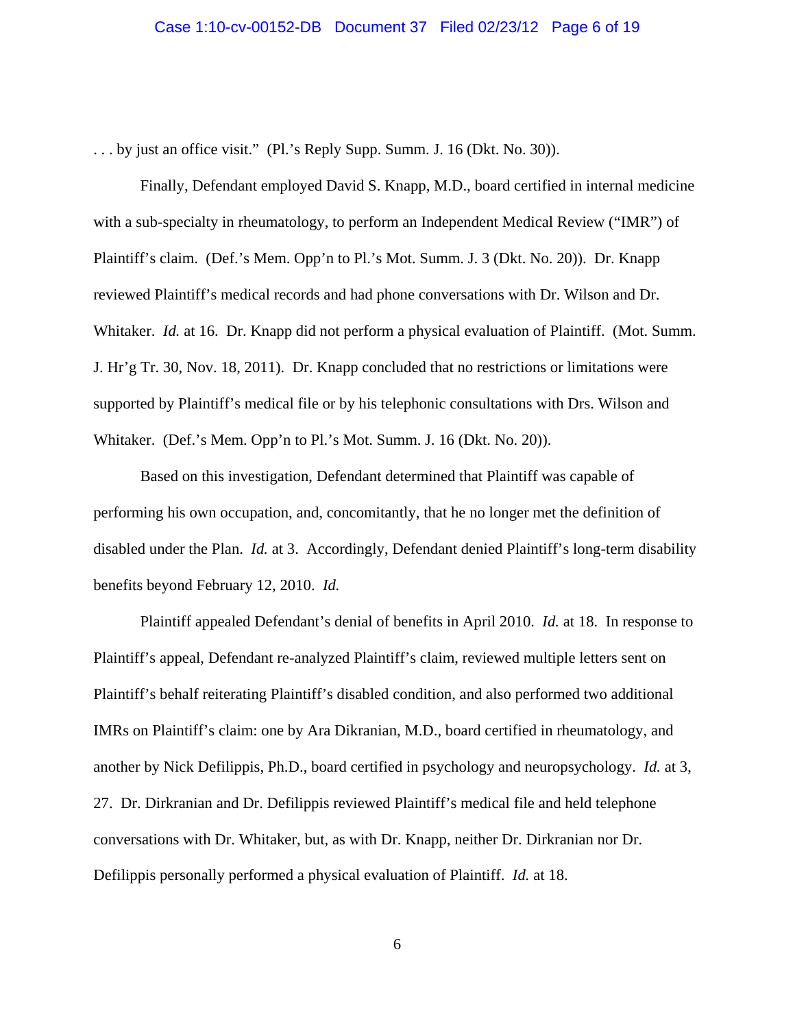. . . by just an office visit." (Pl.'s Reply Supp. Summ. J. 16 (Dkt. No. 30)).

Finally, Defendant employed David S. Knapp, M.D., board certified in internal medicine with a sub-specialty in rheumatology, to perform an Independent Medical Review ("IMR") of Plaintiff's claim. (Def.'s Mem. Opp'n to Pl.'s Mot. Summ. J. 3 (Dkt. No. 20)). Dr. Knapp reviewed Plaintiff's medical records and had phone conversations with Dr. Wilson and Dr. Whitaker. *Id.* at 16. Dr. Knapp did not perform a physical evaluation of Plaintiff. (Mot. Summ. J. Hr'g Tr. 30, Nov. 18, 2011). Dr. Knapp concluded that no restrictions or limitations were supported by Plaintiff's medical file or by his telephonic consultations with Drs. Wilson and Whitaker. (Def.'s Mem. Opp'n to Pl.'s Mot. Summ. J. 16 (Dkt. No. 20)).

Based on this investigation, Defendant determined that Plaintiff was capable of performing his own occupation, and, concomitantly, that he no longer met the definition of disabled under the Plan. *Id.* at 3. Accordingly, Defendant denied Plaintiff's long-term disability benefits beyond February 12, 2010. *Id.*

Plaintiff appealed Defendant's denial of benefits in April 2010. *Id.* at 18. In response to Plaintiff's appeal, Defendant re-analyzed Plaintiff's claim, reviewed multiple letters sent on Plaintiff's behalf reiterating Plaintiff's disabled condition, and also performed two additional IMRs on Plaintiff's claim: one by Ara Dikranian, M.D., board certified in rheumatology, and another by Nick Defilippis, Ph.D., board certified in psychology and neuropsychology. *Id.* at 3, 27. Dr. Dirkranian and Dr. Defilippis reviewed Plaintiff's medical file and held telephone conversations with Dr. Whitaker, but, as with Dr. Knapp, neither Dr. Dirkranian nor Dr. Defilippis personally performed a physical evaluation of Plaintiff. *Id.* at 18.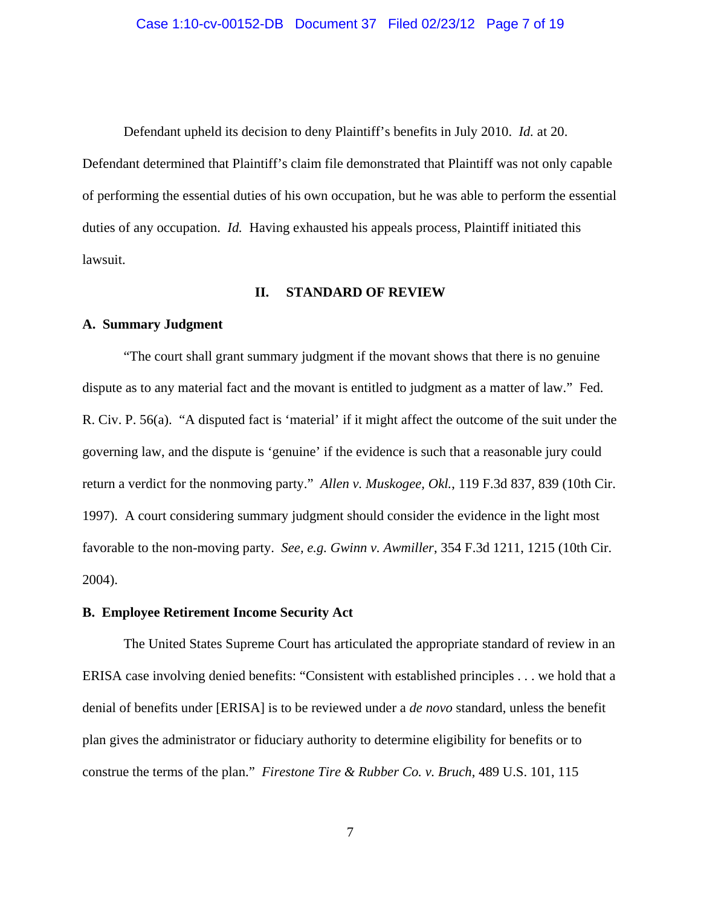Defendant upheld its decision to deny Plaintiff's benefits in July 2010. *Id.* at 20. Defendant determined that Plaintiff's claim file demonstrated that Plaintiff was not only capable of performing the essential duties of his own occupation, but he was able to perform the essential duties of any occupation. *Id.* Having exhausted his appeals process, Plaintiff initiated this lawsuit.

## II. STANDARD OF REVIEW

### A. Summary Judgment

"The court shall grant summary judgment if the movant shows that there is no genuine dispute as to any material fact and the movant is entitled to judgment as a matter of law." Fed. R. Civ. P. 56(a). "A disputed fact is 'material' if it might affect the outcome of the suit under the governing law, and the dispute is 'genuine' if the evidence is such that a reasonable jury could return a verdict for the nonmoving party." *Allen v. Muskogee, Okl.*, 119 F.3d 837, 839 (10th Cir. 1997). A court considering summary judgment should consider the evidence in the light most favorable to the non-moving party. *See, e.g. Gwinn v. Awmiller*, 354 F.3d 1211, 1215 (10th Cir. 2004).

### B. Employee Retirement Income Security Act

The United States Supreme Court has articulated the appropriate standard of review in an ERISA case involving denied benefits: "Consistent with established principles . . . we hold that a denial of benefits under [ERISA] is to be reviewed under a *de novo* standard, unless the benefit plan gives the administrator or fiduciary authority to determine eligibility for benefits or to construe the terms of the plan." *Firestone Tire & Rubber Co. v. Bruch*, 489 U.S. 101, 115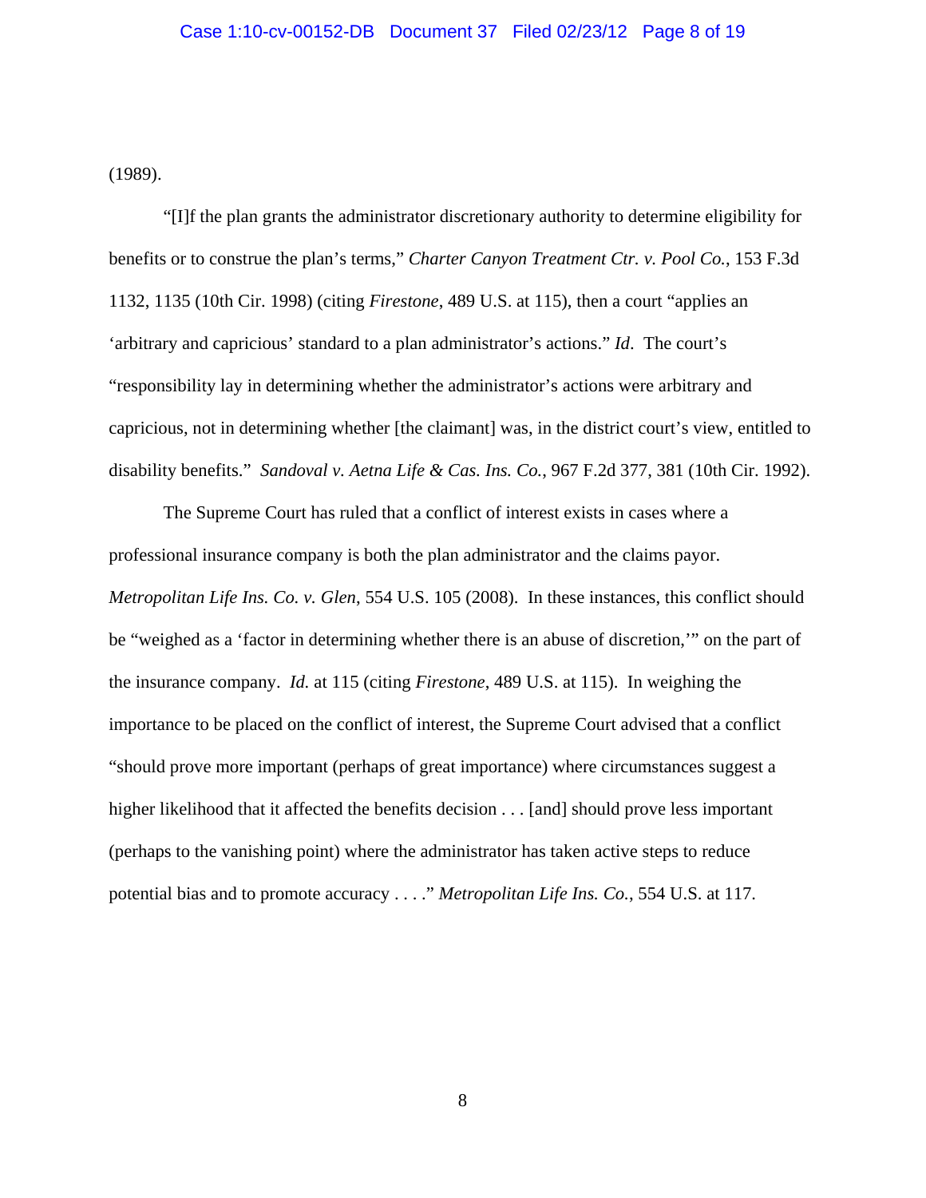(1989).

"[I]f the plan grants the administrator discretionary authority to determine eligibility for benefits or to construe the plan's terms," *Charter Canyon Treatment Ctr. v. Pool Co.*, 153 F.3d 1132, 1135 (10th Cir. 1998) (citing *Firestone*, 489 U.S. at 115), then a court "applies an 'arbitrary and capricious' standard to a plan administrator's actions." *Id*. The court's "responsibility lay in determining whether the administrator's actions were arbitrary and capricious, not in determining whether [the claimant] was, in the district court's view, entitled to disability benefits." *Sandoval v. Aetna Life & Cas. Ins. Co.*, 967 F.2d 377, 381 (10th Cir. 1992).

The Supreme Court has ruled that a conflict of interest exists in cases where a professional insurance company is both the plan administrator and the claims payor. *Metropolitan Life Ins. Co. v. Glen*, 554 U.S. 105 (2008). In these instances, this conflict should be "weighed as a 'factor in determining whether there is an abuse of discretion,'" on the part of the insurance company. *Id.* at 115 (citing *Firestone*, 489 U.S. at 115). In weighing the importance to be placed on the conflict of interest, the Supreme Court advised that a conflict "should prove more important (perhaps of great importance) where circumstances suggest a higher likelihood that it affected the benefits decision . . . [and] should prove less important (perhaps to the vanishing point) where the administrator has taken active steps to reduce potential bias and to promote accuracy . . . ." *Metropolitan Life Ins. Co.*, 554 U.S. at 117.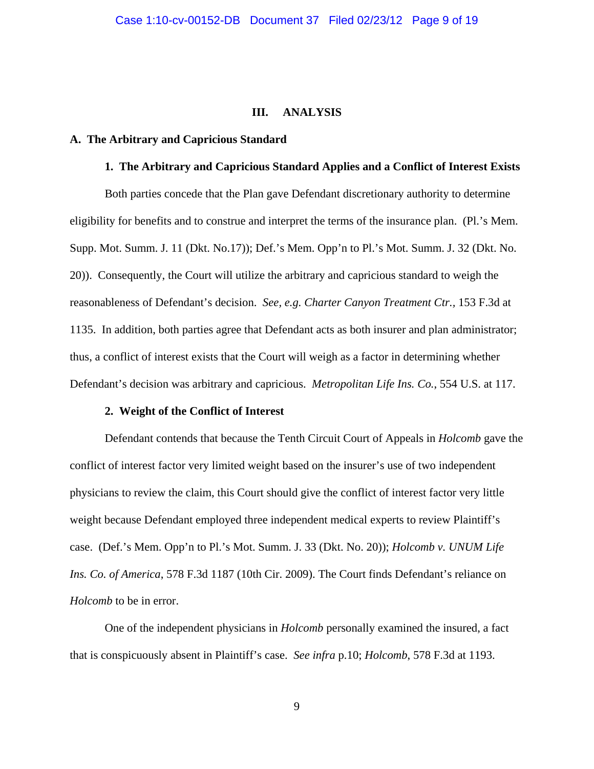## III. ANALYSIS

### A. The Arbitrary and Capricious Standard

#### 1. The Arbitrary and Capricious Standard Applies and a Conflict of Interest Exists

Both parties concede that the Plan gave Defendant discretionary authority to determine eligibility for benefits and to construe and interpret the terms of the insurance plan. (Pl.'s Mem. Supp. Mot. Summ. J. 11 (Dkt. No.17)); Def.'s Mem. Opp'n to Pl.'s Mot. Summ. J. 32 (Dkt. No. 20)). Consequently, the Court will utilize the arbitrary and capricious standard to weigh the reasonableness of Defendant's decision. *See, e.g. Charter Canyon Treatment Ctr.*, 153 F.3d at 1135. In addition, both parties agree that Defendant acts as both insurer and plan administrator; thus, a conflict of interest exists that the Court will weigh as a factor in determining whether Defendant's decision was arbitrary and capricious. *Metropolitan Life Ins. Co.*, 554 U.S. at 117.

#### 2. Weight of the Conflict of Interest

Defendant contends that because the Tenth Circuit Court of Appeals in *Holcomb* gave the conflict of interest factor very limited weight based on the insurer's use of two independent physicians to review the claim, this Court should give the conflict of interest factor very little weight because Defendant employed three independent medical experts to review Plaintiff's case. (Def.'s Mem. Opp'n to Pl.'s Mot. Summ. J. 33 (Dkt. No. 20)); *Holcomb v. UNUM Life Ins. Co. of America*, 578 F.3d 1187 (10th Cir. 2009). The Court finds Defendant's reliance on *Holcomb* to be in error.

One of the independent physicians in *Holcomb* personally examined the insured, a fact that is conspicuously absent in Plaintiff's case. *See infra* p.10; *Holcomb*, 578 F.3d at 1193.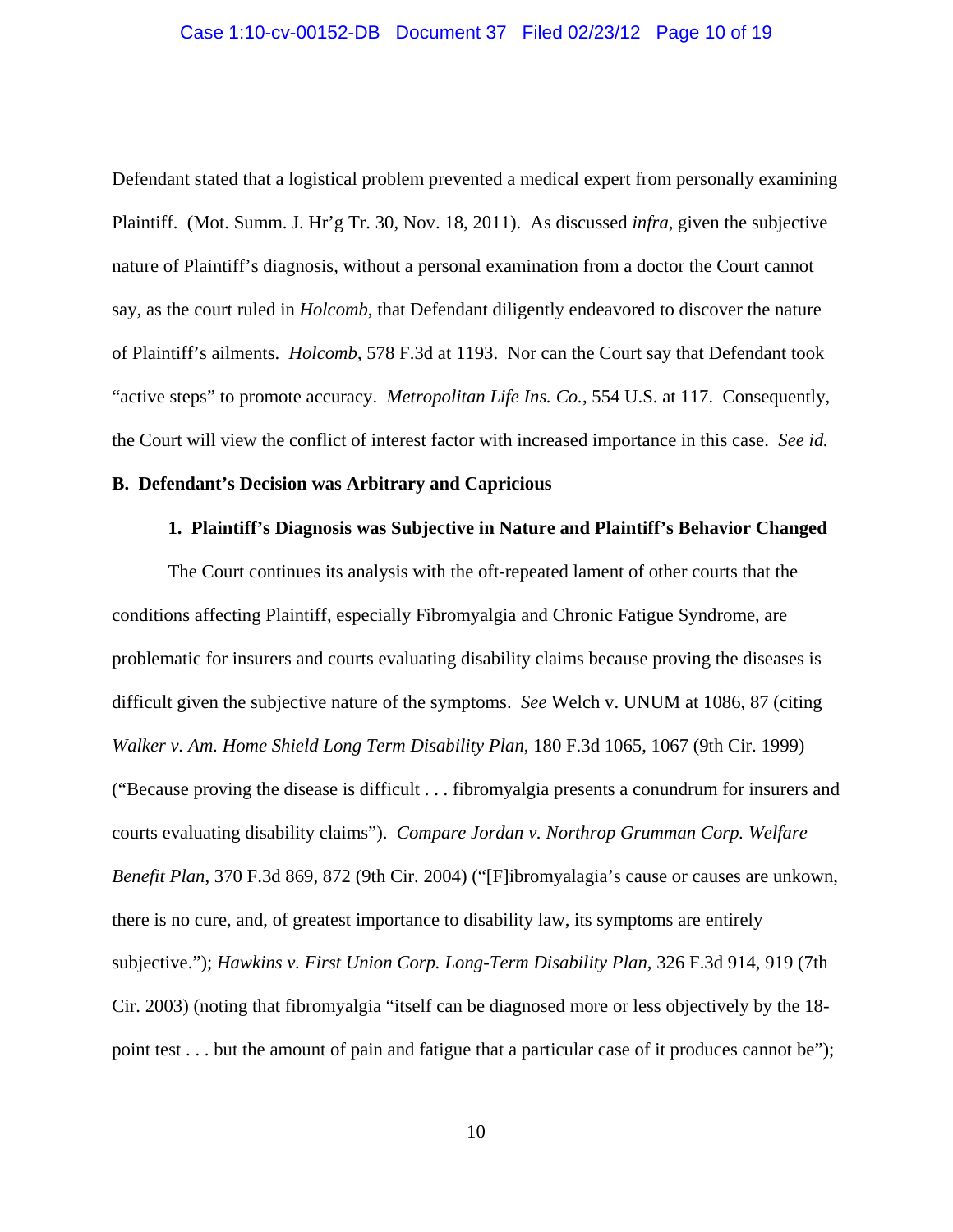Defendant stated that a logistical problem prevented a medical expert from personally examining Plaintiff. (Mot. Summ. J. Hr'g Tr. 30, Nov. 18, 2011). As discussed *infra*, given the subjective nature of Plaintiff's diagnosis, without a personal examination from a doctor the Court cannot say, as the court ruled in *Holcomb*, that Defendant diligently endeavored to discover the nature of Plaintiff's ailments. *Holcomb*, 578 F.3d at 1193. Nor can the Court say that Defendant took "active steps" to promote accuracy. *Metropolitan Life Ins. Co.*, 554 U.S. at 117. Consequently, the Court will view the conflict of interest factor with increased importance in this case. *See id.*

**B. Defendant's Decision was Arbitrary and Capricious**

**1. Plaintiff's Diagnosis was Subjective in Nature and Plaintiff's Behavior Changed**

The Court continues its analysis with the oft-repeated lament of other courts that the conditions affecting Plaintiff, especially Fibromyalgia and Chronic Fatigue Syndrome, are problematic for insurers and courts evaluating disability claims because proving the diseases is difficult given the subjective nature of the symptoms. *See* Welch v. UNUM at 1086, 87 (citing *Walker v. Am. Home Shield Long Term Disability Plan*, 180 F.3d 1065, 1067 (9th Cir. 1999) ("Because proving the disease is difficult . . . fibromyalgia presents a conundrum for insurers and courts evaluating disability claims"). *Compare Jordan v. Northrop Grumman Corp. Welfare Benefit Plan*, 370 F.3d 869, 872 (9th Cir. 2004) ("[F]ibromyalagia's cause or causes are unkown, there is no cure, and, of greatest importance to disability law, its symptoms are entirely subjective."); *Hawkins v. First Union Corp. Long-Term Disability Plan*, 326 F.3d 914, 919 (7th Cir. 2003) (noting that fibromyalgia "itself can be diagnosed more or less objectively by the 18-point test . . . but the amount of pain and fatigue that a particular case of it produces cannot be");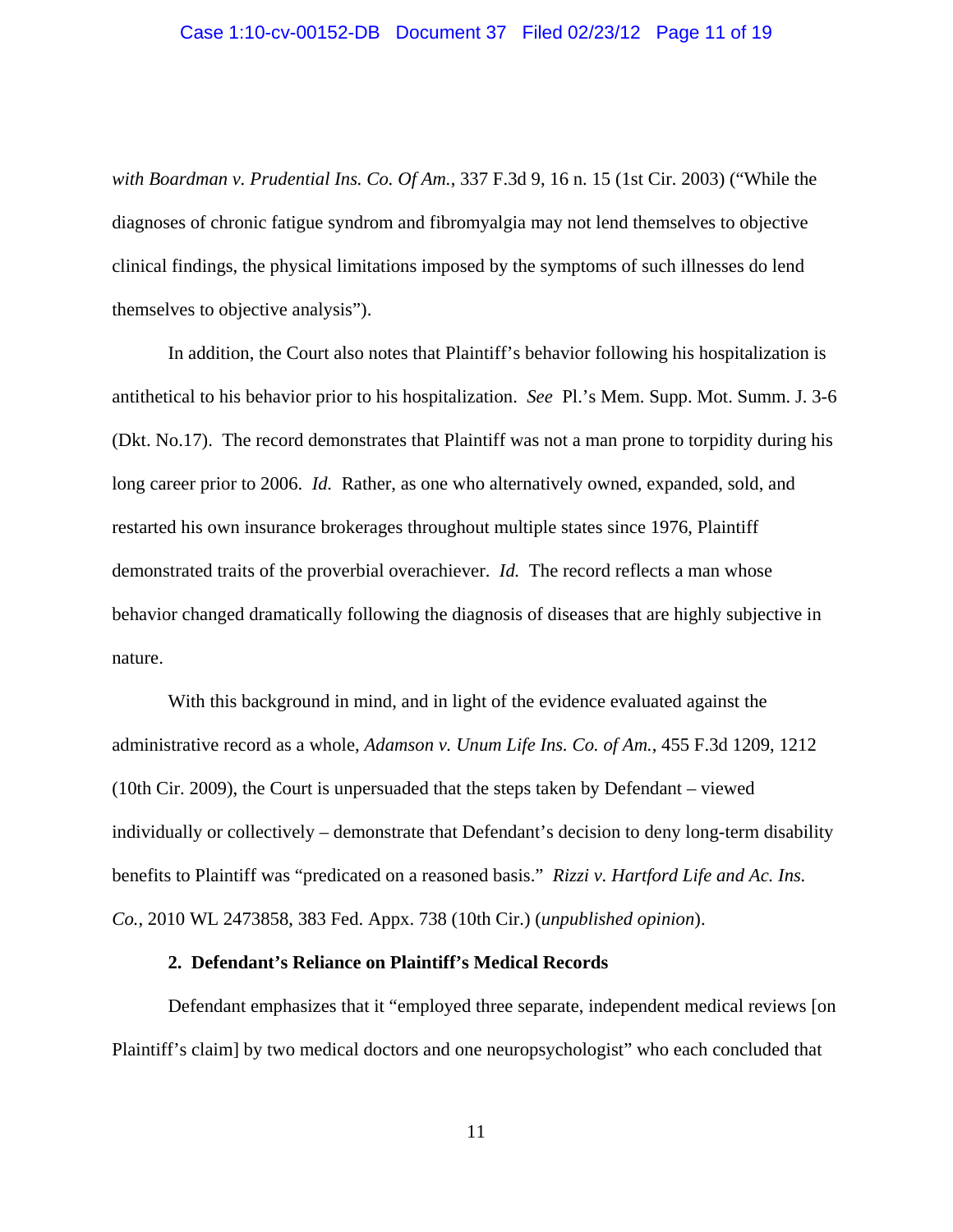*with Boardman v. Prudential Ins. Co. Of Am.*, 337 F.3d 9, 16 n. 15 (1st Cir. 2003) ("While the diagnoses of chronic fatigue syndrom and fibromyalgia may not lend themselves to objective clinical findings, the physical limitations imposed by the symptoms of such illnesses do lend themselves to objective analysis").

In addition, the Court also notes that Plaintiff's behavior following his hospitalization is antithetical to his behavior prior to his hospitalization. *See* Pl.'s Mem. Supp. Mot. Summ. J. 3-6 (Dkt. No.17). The record demonstrates that Plaintiff was not a man prone to torpidity during his long career prior to 2006. *Id.* Rather, as one who alternatively owned, expanded, sold, and restarted his own insurance brokerages throughout multiple states since 1976, Plaintiff demonstrated traits of the proverbial overachiever. *Id.* The record reflects a man whose behavior changed dramatically following the diagnosis of diseases that are highly subjective in nature.

With this background in mind, and in light of the evidence evaluated against the administrative record as a whole, *Adamson v. Unum Life Ins. Co. of Am.*, 455 F.3d 1209, 1212 (10th Cir. 2009), the Court is unpersuaded that the steps taken by Defendant – viewed individually or collectively – demonstrate that Defendant's decision to deny long-term disability benefits to Plaintiff was "predicated on a reasoned basis." *Rizzi v. Hartford Life and Ac. Ins. Co.*, 2010 WL 2473858, 383 Fed. Appx. 738 (10th Cir.) (*unpublished opinion*).

**2. Defendant's Reliance on Plaintiff's Medical Records**

Defendant emphasizes that it "employed three separate, independent medical reviews [on Plaintiff's claim] by two medical doctors and one neuropsychologist" who each concluded that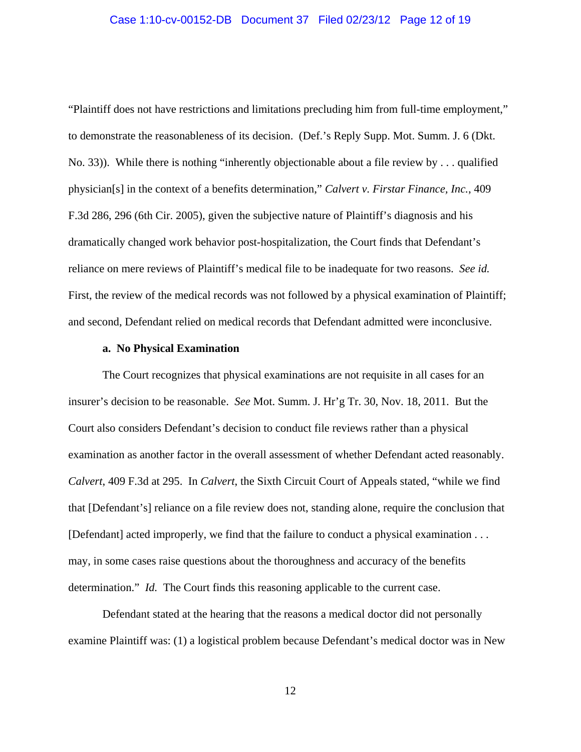"Plaintiff does not have restrictions and limitations precluding him from full-time employment," to demonstrate the reasonableness of its decision. (Def.'s Reply Supp. Mot. Summ. J. 6 (Dkt. No. 33)). While there is nothing "inherently objectionable about a file review by . . . qualified physician[s] in the context of a benefits determination," *Calvert v. Firstar Finance, Inc.*, 409 F.3d 286, 296 (6th Cir. 2005), given the subjective nature of Plaintiff's diagnosis and his dramatically changed work behavior post-hospitalization, the Court finds that Defendant's reliance on mere reviews of Plaintiff's medical file to be inadequate for two reasons. *See id.* First, the review of the medical records was not followed by a physical examination of Plaintiff; and second, Defendant relied on medical records that Defendant admitted were inconclusive.

**a. No Physical Examination**

The Court recognizes that physical examinations are not requisite in all cases for an insurer's decision to be reasonable. *See* Mot. Summ. J. Hr'g Tr. 30, Nov. 18, 2011. But the Court also considers Defendant's decision to conduct file reviews rather than a physical examination as another factor in the overall assessment of whether Defendant acted reasonably. *Calvert*, 409 F.3d at 295. In *Calvert*, the Sixth Circuit Court of Appeals stated, "while we find that [Defendant's] reliance on a file review does not, standing alone, require the conclusion that [Defendant] acted improperly, we find that the failure to conduct a physical examination . . . may, in some cases raise questions about the thoroughness and accuracy of the benefits determination." *Id.* The Court finds this reasoning applicable to the current case.

Defendant stated at the hearing that the reasons a medical doctor did not personally examine Plaintiff was: (1) a logistical problem because Defendant's medical doctor was in New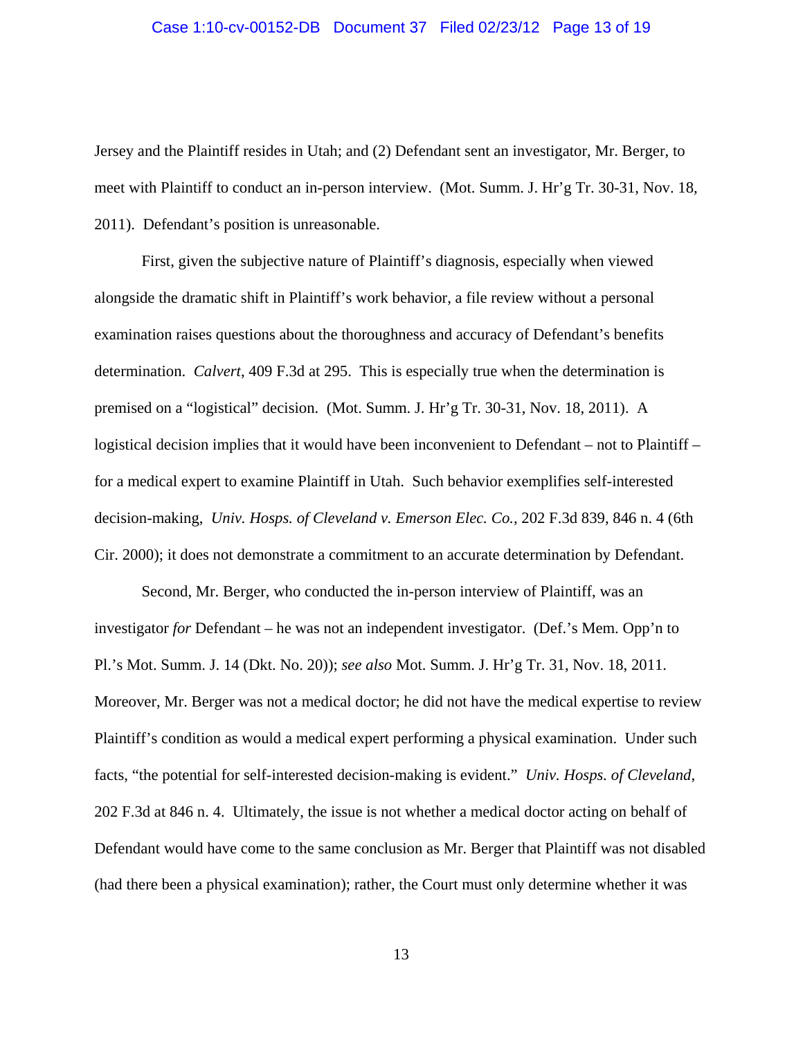Jersey and the Plaintiff resides in Utah; and (2) Defendant sent an investigator, Mr. Berger, to meet with Plaintiff to conduct an in-person interview. (Mot. Summ. J. Hr'g Tr. 30-31, Nov. 18, 2011). Defendant's position is unreasonable.

First, given the subjective nature of Plaintiff's diagnosis, especially when viewed alongside the dramatic shift in Plaintiff's work behavior, a file review without a personal examination raises questions about the thoroughness and accuracy of Defendant's benefits determination. *Calvert*, 409 F.3d at 295. This is especially true when the determination is premised on a "logistical" decision. (Mot. Summ. J. Hr'g Tr. 30-31, Nov. 18, 2011). A logistical decision implies that it would have been inconvenient to Defendant – not to Plaintiff – for a medical expert to examine Plaintiff in Utah. Such behavior exemplifies self-interested decision-making, *Univ. Hosps. of Cleveland v. Emerson Elec. Co.*, 202 F.3d 839, 846 n. 4 (6th Cir. 2000); it does not demonstrate a commitment to an accurate determination by Defendant.

Second, Mr. Berger, who conducted the in-person interview of Plaintiff, was an investigator *for* Defendant – he was not an independent investigator. (Def.'s Mem. Opp'n to Pl.'s Mot. Summ. J. 14 (Dkt. No. 20)); *see also* Mot. Summ. J. Hr'g Tr. 31, Nov. 18, 2011. Moreover, Mr. Berger was not a medical doctor; he did not have the medical expertise to review Plaintiff's condition as would a medical expert performing a physical examination. Under such facts, "the potential for self-interested decision-making is evident." *Univ. Hosps. of Cleveland*, 202 F.3d at 846 n. 4. Ultimately, the issue is not whether a medical doctor acting on behalf of Defendant would have come to the same conclusion as Mr. Berger that Plaintiff was not disabled (had there been a physical examination); rather, the Court must only determine whether it was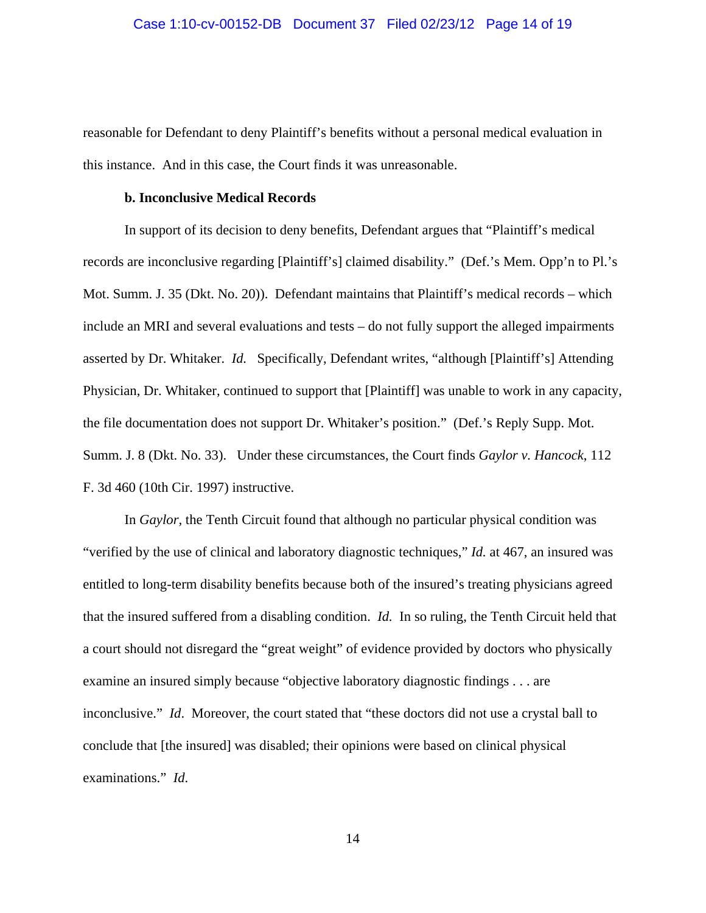reasonable for Defendant to deny Plaintiff's benefits without a personal medical evaluation in this instance. And in this case, the Court finds it was unreasonable.

**b. Inconclusive Medical Records**

In support of its decision to deny benefits, Defendant argues that "Plaintiff's medical records are inconclusive regarding [Plaintiff's] claimed disability." (Def.'s Mem. Opp'n to Pl.'s Mot. Summ. J. 35 (Dkt. No. 20)). Defendant maintains that Plaintiff's medical records – which include an MRI and several evaluations and tests – do not fully support the alleged impairments asserted by Dr. Whitaker. *Id.* Specifically, Defendant writes, "although [Plaintiff's] Attending Physician, Dr. Whitaker, continued to support that [Plaintiff] was unable to work in any capacity, the file documentation does not support Dr. Whitaker's position." (Def.'s Reply Supp. Mot. Summ. J. 8 (Dkt. No. 33). Under these circumstances, the Court finds *Gaylor v. Hancock*, 112 F. 3d 460 (10th Cir. 1997) instructive.

In *Gaylor*, the Tenth Circuit found that although no particular physical condition was "verified by the use of clinical and laboratory diagnostic techniques," *Id.* at 467, an insured was entitled to long-term disability benefits because both of the insured's treating physicians agreed that the insured suffered from a disabling condition. *Id.* In so ruling, the Tenth Circuit held that a court should not disregard the "great weight" of evidence provided by doctors who physically examine an insured simply because "objective laboratory diagnostic findings . . . are inconclusive." *Id*. Moreover, the court stated that "these doctors did not use a crystal ball to conclude that [the insured] was disabled; their opinions were based on clinical physical examinations." *Id*.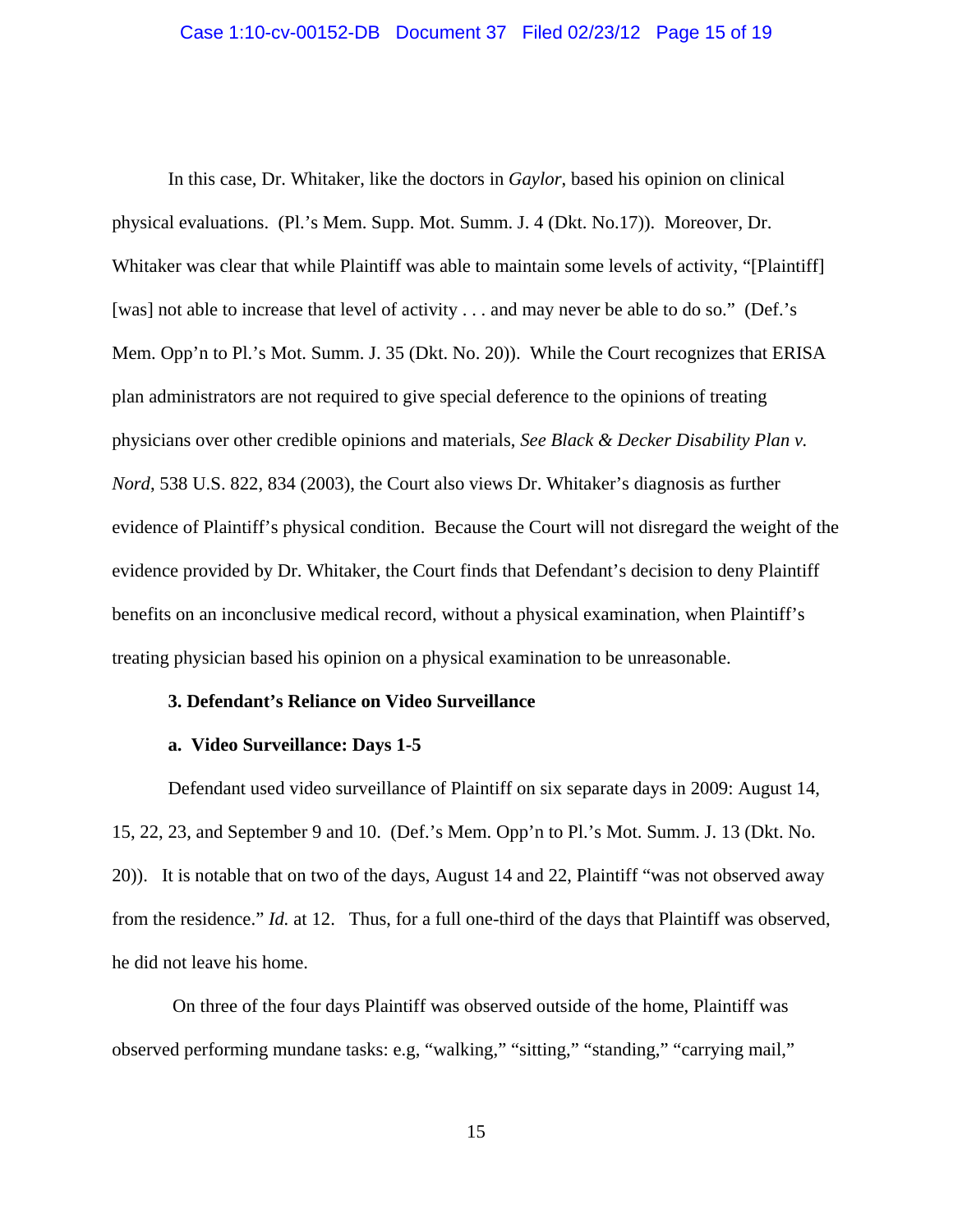In this case, Dr. Whitaker, like the doctors in *Gaylor*, based his opinion on clinical physical evaluations. (Pl.'s Mem. Supp. Mot. Summ. J. 4 (Dkt. No.17)). Moreover, Dr. Whitaker was clear that while Plaintiff was able to maintain some levels of activity, "[Plaintiff] [was] not able to increase that level of activity . . . and may never be able to do so." (Def.'s Mem. Opp'n to Pl.'s Mot. Summ. J. 35 (Dkt. No. 20)). While the Court recognizes that ERISA plan administrators are not required to give special deference to the opinions of treating physicians over other credible opinions and materials, *See Black & Decker Disability Plan v. Nord*, 538 U.S. 822, 834 (2003), the Court also views Dr. Whitaker's diagnosis as further evidence of Plaintiff's physical condition. Because the Court will not disregard the weight of the evidence provided by Dr. Whitaker, the Court finds that Defendant's decision to deny Plaintiff benefits on an inconclusive medical record, without a physical examination, when Plaintiff's treating physician based his opinion on a physical examination to be unreasonable.

**3. Defendant's Reliance on Video Surveillance**

**a. Video Surveillance: Days 1-5**

Defendant used video surveillance of Plaintiff on six separate days in 2009: August 14, 15, 22, 23, and September 9 and 10. (Def.'s Mem. Opp'n to Pl.'s Mot. Summ. J. 13 (Dkt. No. 20)). It is notable that on two of the days, August 14 and 22, Plaintiff "was not observed away from the residence." *Id.* at 12. Thus, for a full one-third of the days that Plaintiff was observed, he did not leave his home.

On three of the four days Plaintiff was observed outside of the home, Plaintiff was observed performing mundane tasks: e.g, "walking," "sitting," "standing," "carrying mail,"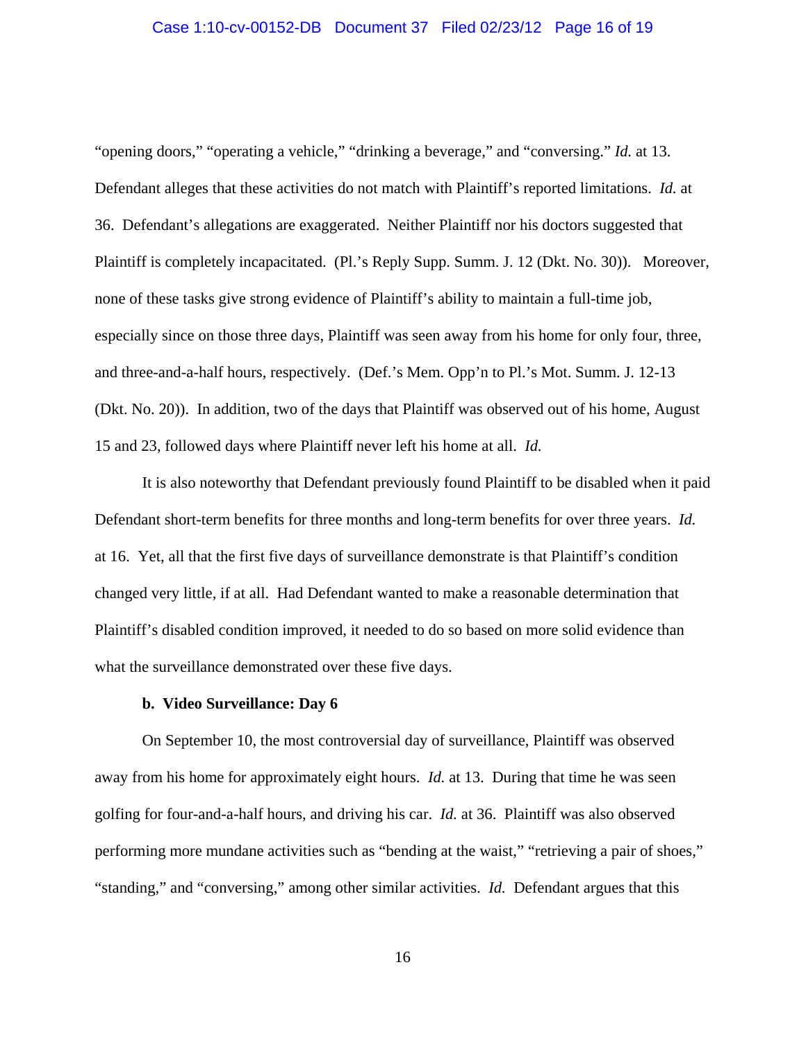"opening doors," "operating a vehicle," "drinking a beverage," and "conversing." *Id.* at 13. Defendant alleges that these activities do not match with Plaintiff's reported limitations. *Id.* at 36. Defendant's allegations are exaggerated. Neither Plaintiff nor his doctors suggested that Plaintiff is completely incapacitated. (Pl.'s Reply Supp. Summ. J. 12 (Dkt. No. 30)). Moreover, none of these tasks give strong evidence of Plaintiff's ability to maintain a full-time job, especially since on those three days, Plaintiff was seen away from his home for only four, three, and three-and-a-half hours, respectively. (Def.'s Mem. Opp'n to Pl.'s Mot. Summ. J. 12-13 (Dkt. No. 20)). In addition, two of the days that Plaintiff was observed out of his home, August 15 and 23, followed days where Plaintiff never left his home at all. *Id.*

It is also noteworthy that Defendant previously found Plaintiff to be disabled when it paid Defendant short-term benefits for three months and long-term benefits for over three years. *Id.* at 16. Yet, all that the first five days of surveillance demonstrate is that Plaintiff's condition changed very little, if at all. Had Defendant wanted to make a reasonable determination that Plaintiff's disabled condition improved, it needed to do so based on more solid evidence than what the surveillance demonstrated over these five days.

**b. Video Surveillance: Day 6**

On September 10, the most controversial day of surveillance, Plaintiff was observed away from his home for approximately eight hours. *Id.* at 13. During that time he was seen golfing for four-and-a-half hours, and driving his car. *Id.* at 36. Plaintiff was also observed performing more mundane activities such as "bending at the waist," "retrieving a pair of shoes," "standing," and "conversing," among other similar activities. *Id.* Defendant argues that this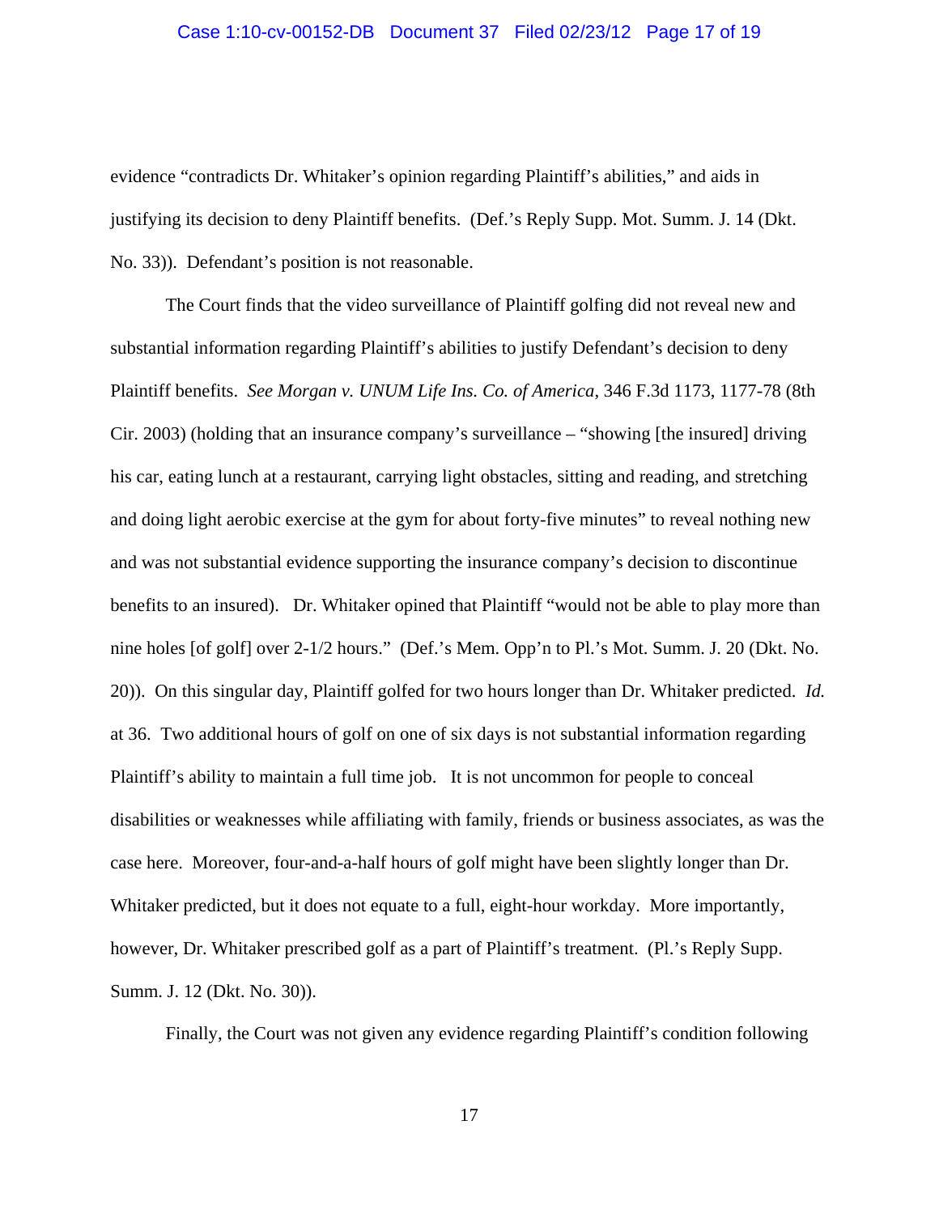evidence "contradicts Dr. Whitaker's opinion regarding Plaintiff's abilities," and aids in justifying its decision to deny Plaintiff benefits. (Def.'s Reply Supp. Mot. Summ. J. 14 (Dkt. No. 33)). Defendant's position is not reasonable.

The Court finds that the video surveillance of Plaintiff golfing did not reveal new and substantial information regarding Plaintiff's abilities to justify Defendant's decision to deny Plaintiff benefits. *See Morgan v. UNUM Life Ins. Co. of America*, 346 F.3d 1173, 1177-78 (8th Cir. 2003) (holding that an insurance company's surveillance – "showing [the insured] driving his car, eating lunch at a restaurant, carrying light obstacles, sitting and reading, and stretching and doing light aerobic exercise at the gym for about forty-five minutes" to reveal nothing new and was not substantial evidence supporting the insurance company's decision to discontinue benefits to an insured). Dr. Whitaker opined that Plaintiff "would not be able to play more than nine holes [of golf] over 2-1/2 hours." (Def.'s Mem. Opp'n to Pl.'s Mot. Summ. J. 20 (Dkt. No. 20)). On this singular day, Plaintiff golfed for two hours longer than Dr. Whitaker predicted. *Id.* at 36. Two additional hours of golf on one of six days is not substantial information regarding Plaintiff's ability to maintain a full time job. It is not uncommon for people to conceal disabilities or weaknesses while affiliating with family, friends or business associates, as was the case here. Moreover, four-and-a-half hours of golf might have been slightly longer than Dr. Whitaker predicted, but it does not equate to a full, eight-hour workday. More importantly, however, Dr. Whitaker prescribed golf as a part of Plaintiff's treatment. (Pl.'s Reply Supp. Summ. J. 12 (Dkt. No. 30)).

Finally, the Court was not given any evidence regarding Plaintiff's condition following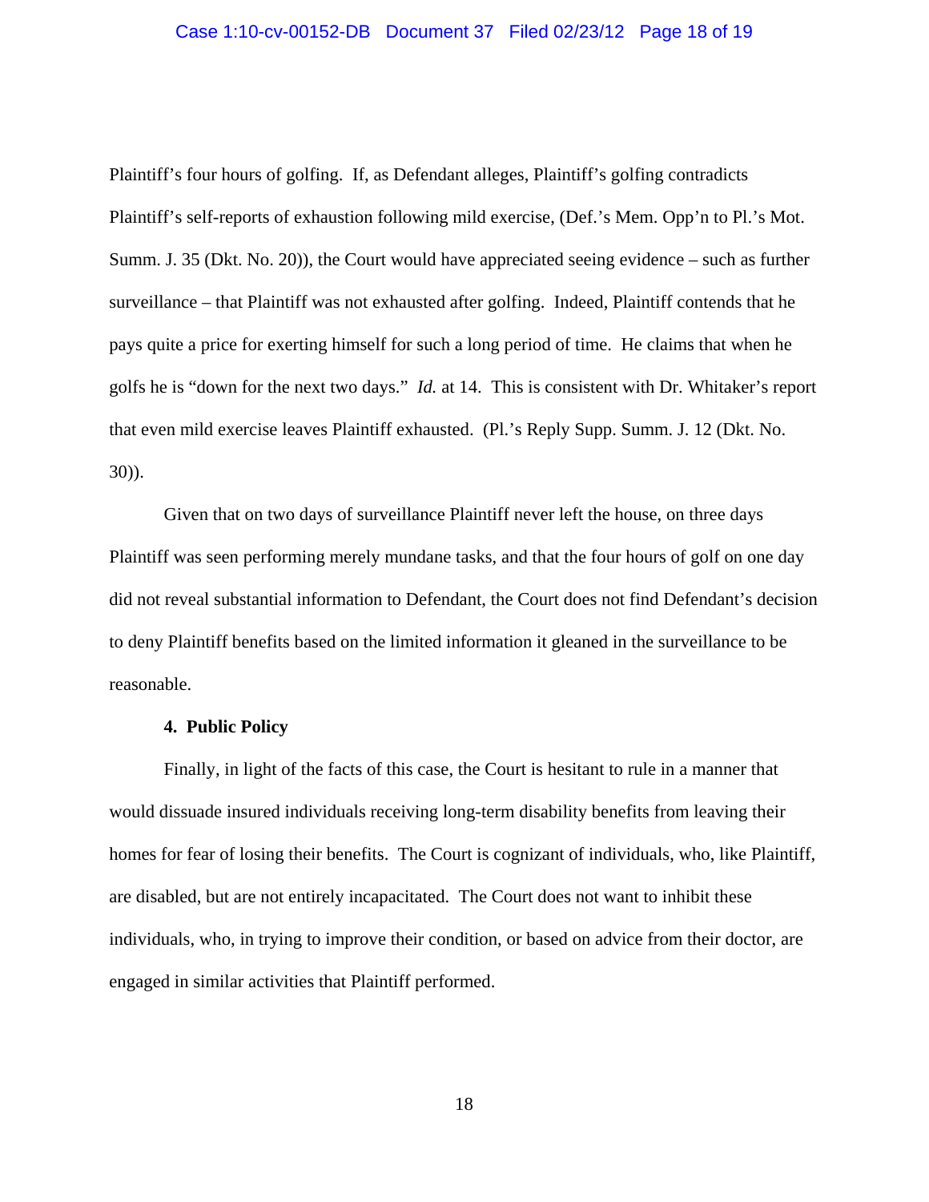Plaintiff's four hours of golfing. If, as Defendant alleges, Plaintiff's golfing contradicts Plaintiff's self-reports of exhaustion following mild exercise, (Def.'s Mem. Opp'n to Pl.'s Mot. Summ. J. 35 (Dkt. No. 20)), the Court would have appreciated seeing evidence – such as further surveillance – that Plaintiff was not exhausted after golfing. Indeed, Plaintiff contends that he pays quite a price for exerting himself for such a long period of time. He claims that when he golfs he is "down for the next two days." *Id.* at 14. This is consistent with Dr. Whitaker's report that even mild exercise leaves Plaintiff exhausted. (Pl.'s Reply Supp. Summ. J. 12 (Dkt. No. 30)).

Given that on two days of surveillance Plaintiff never left the house, on three days Plaintiff was seen performing merely mundane tasks, and that the four hours of golf on one day did not reveal substantial information to Defendant, the Court does not find Defendant's decision to deny Plaintiff benefits based on the limited information it gleaned in the surveillance to be reasonable.

**4. Public Policy**

Finally, in light of the facts of this case, the Court is hesitant to rule in a manner that would dissuade insured individuals receiving long-term disability benefits from leaving their homes for fear of losing their benefits. The Court is cognizant of individuals, who, like Plaintiff, are disabled, but are not entirely incapacitated. The Court does not want to inhibit these individuals, who, in trying to improve their condition, or based on advice from their doctor, are engaged in similar activities that Plaintiff performed.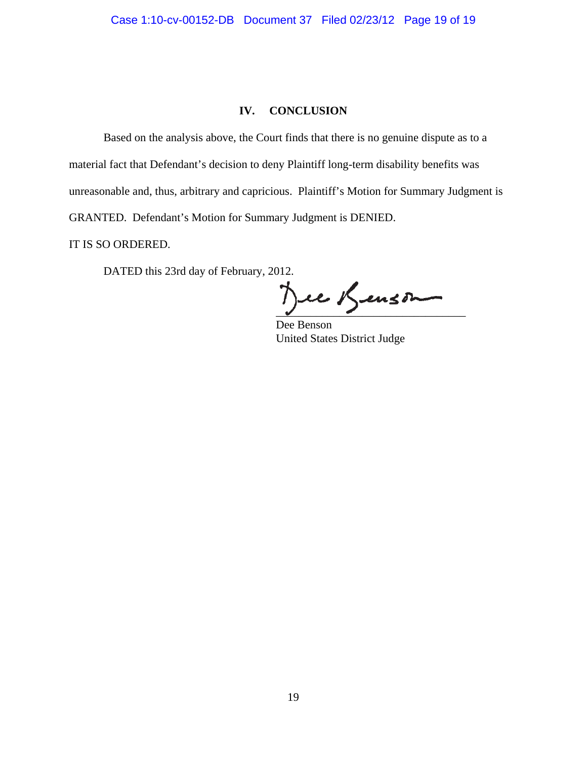## IV. CONCLUSION

Based on the analysis above, the Court finds that there is no genuine dispute as to a material fact that Defendant's decision to deny Plaintiff long-term disability benefits was unreasonable and, thus, arbitrary and capricious. Plaintiff's Motion for Summary Judgment is GRANTED. Defendant's Motion for Summary Judgment is DENIED.

IT IS SO ORDERED.

DATED this 23rd day of February, 2012.

Dee Benson
United States District Judge